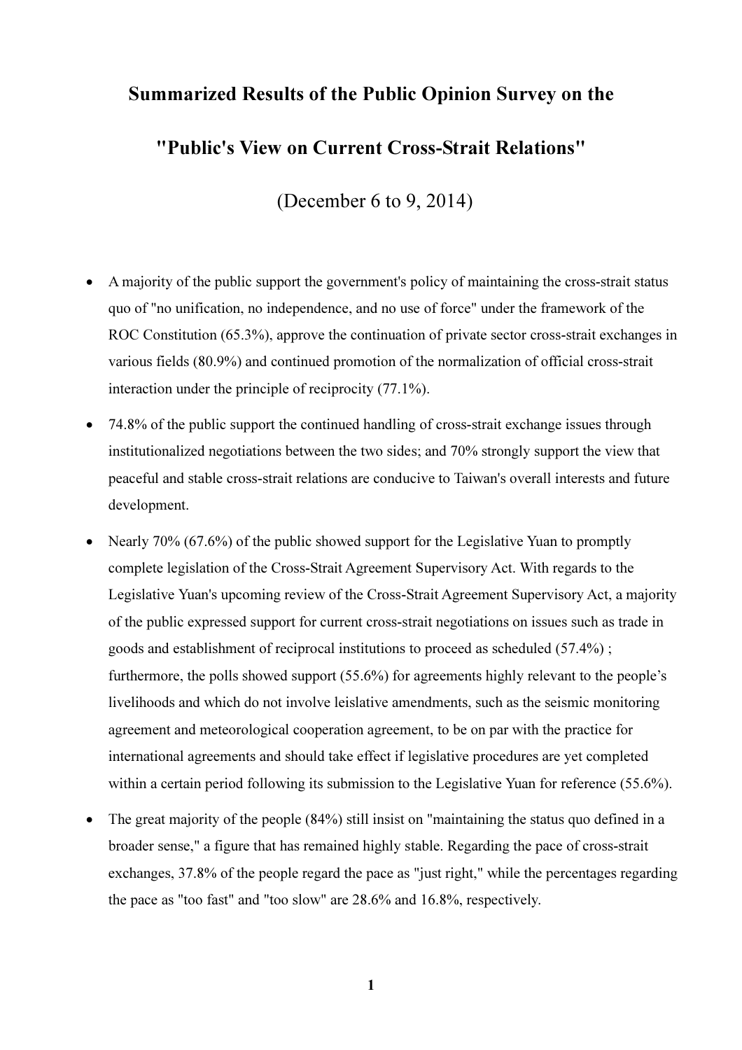# Summarized Results of the Public Opinion Survey on the "Public's View on Current Cross-Strait Relations"

(December 6 to 9, 2014)

- A majority of the public support the government's policy of maintaining the cross-strait status quo of "no unification, no independence, and no use of force" under the framework of the ROC Constitution (65.3%), approve the continuation of private sector cross-strait exchanges in various fields (80.9%) and continued promotion of the normalization of official cross-strait interaction under the principle of reciprocity (77.1%).
- 74.8% of the public support the continued handling of cross-strait exchange issues through institutionalized negotiations between the two sides; and 70% strongly support the view that peaceful and stable cross-strait relations are conducive to Taiwan's overall interests and future development.
- Nearly 70% (67.6%) of the public showed support for the Legislative Yuan to promptly complete legislation of the Cross-Strait Agreement Supervisory Act. With regards to the Legislative Yuan's upcoming review of the Cross-Strait Agreement Supervisory Act, a majority of the public expressed support for current cross-strait negotiations on issues such as trade in goods and establishment of reciprocal institutions to proceed as scheduled (57.4%) ; furthermore, the polls showed support (55.6%) for agreements highly relevant to the people's livelihoods and which do not involve leislative amendments, such as the seismic monitoring agreement and meteorological cooperation agreement, to be on par with the practice for international agreements and should take effect if legislative procedures are yet completed within a certain period following its submission to the Legislative Yuan for reference (55.6%).
- The great majority of the people (84%) still insist on "maintaining the status quo defined in a broader sense," a figure that has remained highly stable. Regarding the pace of cross-strait exchanges, 37.8% of the people regard the pace as "just right," while the percentages regarding the pace as "too fast" and "too slow" are 28.6% and 16.8%, respectively.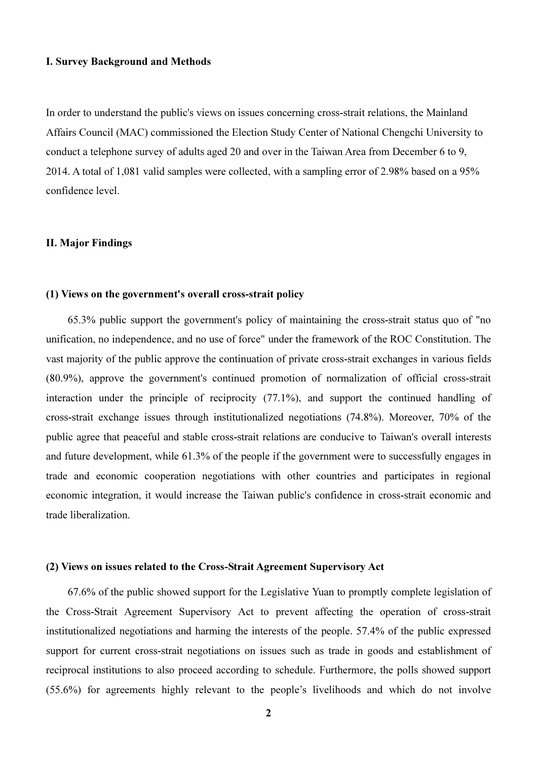## I. Survey Background and Methods

In order to understand the public's views on issues concerning cross-strait relations, the Mainland Affairs Council (MAC) commissioned the Election Study Center of National Chengchi University to conduct a telephone survey of adults aged 20 and over in the Taiwan Area from December 6 to 9, 2014. A total of 1,081 valid samples were collected, with a sampling error of 2.98% based on a 95% confidence level.

## II. Major Findings

### (1) Views on the government's overall cross-strait policy

65.3% public support the government's policy of maintaining the cross-strait status quo of "no unification, no independence, and no use of force" under the framework of the ROC Constitution. The vast majority of the public approve the continuation of private cross-strait exchanges in various fields (80.9%), approve the government's continued promotion of normalization of official cross-strait interaction under the principle of reciprocity (77.1%), and support the continued handling of cross-strait exchange issues through institutionalized negotiations (74.8%). Moreover, 70% of the public agree that peaceful and stable cross-strait relations are conducive to Taiwan's overall interests and future development, while 61.3% of the people if the government were to successfully engages in trade and economic cooperation negotiations with other countries and participates in regional economic integration, it would increase the Taiwan public's confidence in cross-strait economic and trade liberalization.

### (2) Views on issues related to the Cross-Strait Agreement Supervisory Act

67.6% of the public showed support for the Legislative Yuan to promptly complete legislation of the Cross-Strait Agreement Supervisory Act to prevent affecting the operation of cross-strait institutionalized negotiations and harming the interests of the people. 57.4% of the public expressed support for current cross-strait negotiations on issues such as trade in goods and establishment of reciprocal institutions to also proceed according to schedule. Furthermore, the polls showed support (55.6%) for agreements highly relevant to the people's livelihoods and which do not involve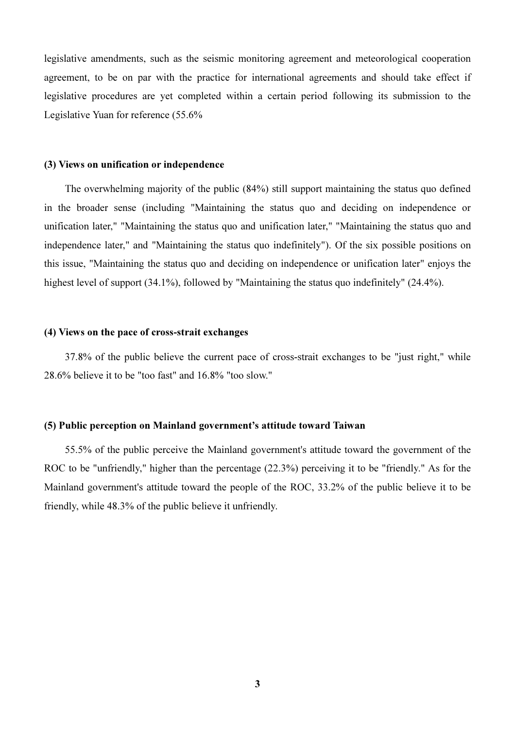legislative amendments, such as the seismic monitoring agreement and meteorological cooperation agreement, to be on par with the practice for international agreements and should take effect if legislative procedures are yet completed within a certain period following its submission to the Legislative Yuan for reference (55.6%

**(3) Views on unification or independence**

The overwhelming majority of the public (84%) still support maintaining the status quo defined in the broader sense (including "Maintaining the status quo and deciding on independence or unification later," "Maintaining the status quo and unification later," "Maintaining the status quo and independence later," and "Maintaining the status quo indefinitely"). Of the six possible positions on this issue, "Maintaining the status quo and deciding on independence or unification later" enjoys the highest level of support (34.1%), followed by "Maintaining the status quo indefinitely" (24.4%).

**(4) Views on the pace of cross-strait exchanges**

37.8% of the public believe the current pace of cross-strait exchanges to be "just right," while 28.6% believe it to be "too fast" and 16.8% "too slow."

**(5) Public perception on Mainland government's attitude toward Taiwan**

55.5% of the public perceive the Mainland government's attitude toward the government of the ROC to be "unfriendly," higher than the percentage (22.3%) perceiving it to be "friendly." As for the Mainland government's attitude toward the people of the ROC, 33.2% of the public believe it to be friendly, while 48.3% of the public believe it unfriendly.